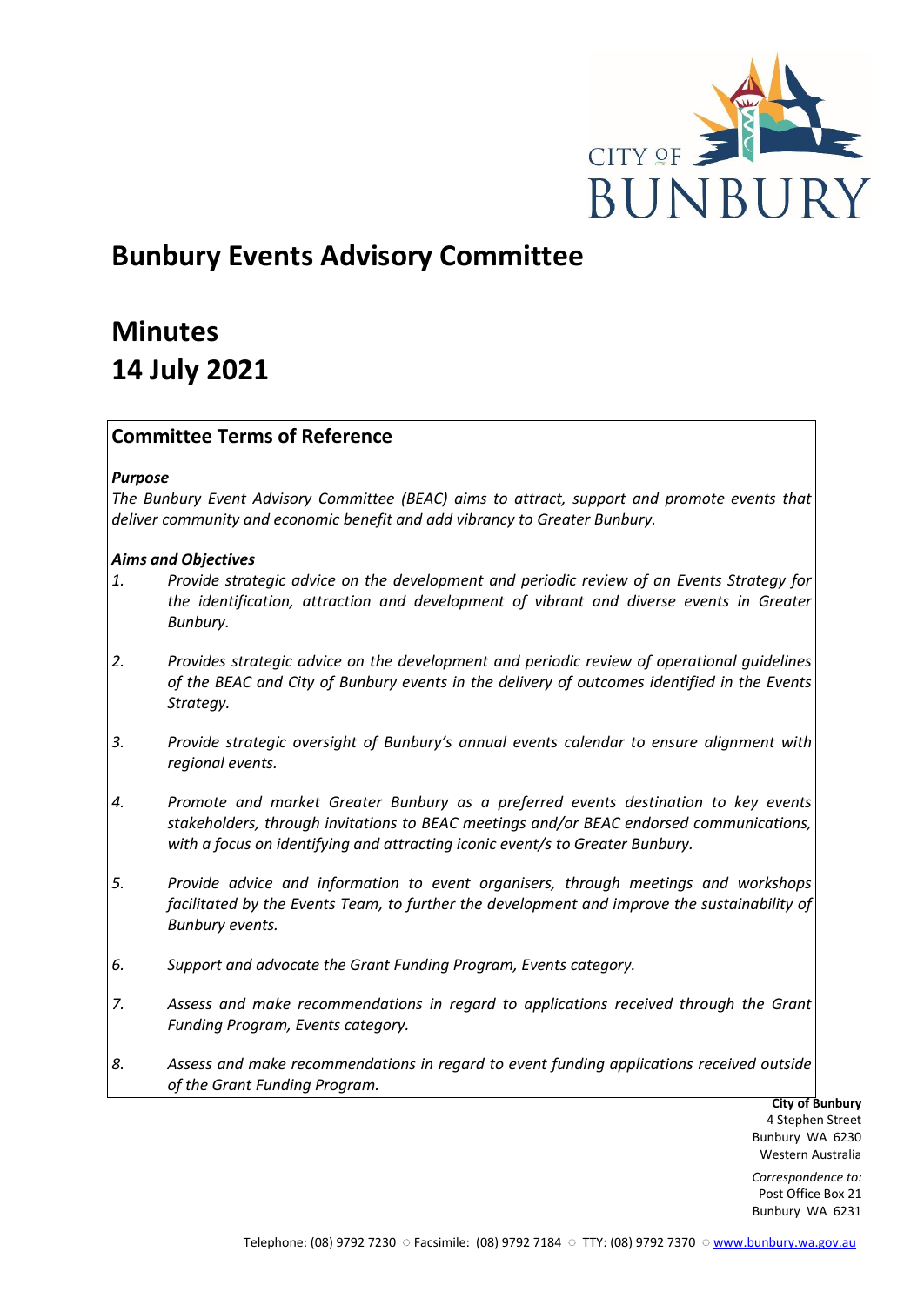# Bunbury Events Advisory Committee

# Minutes
# 14 July 2021

## Committee Terms of Reference

***Purpose***

*The Bunbury Event Advisory Committee (BEAC) aims to attract, support and promote events that deliver community and economic benefit and add vibrancy to Greater Bunbury.*

***Aims and Objectives***

1. *Provide strategic advice on the development and periodic review of an Events Strategy for the identification, attraction and development of vibrant and diverse events in Greater Bunbury.*

2. *Provides strategic advice on the development and periodic review of operational guidelines of the BEAC and City of Bunbury events in the delivery of outcomes identified in the Events Strategy.*

3. *Provide strategic oversight of Bunbury's annual events calendar to ensure alignment with regional events.*

4. *Promote and market Greater Bunbury as a preferred events destination to key events stakeholders, through invitations to BEAC meetings and/or BEAC endorsed communications, with a focus on identifying and attracting iconic event/s to Greater Bunbury.*

5. *Provide advice and information to event organisers, through meetings and workshops facilitated by the Events Team, to further the development and improve the sustainability of Bunbury events.*

6. *Support and advocate the Grant Funding Program, Events category.*

7. *Assess and make recommendations in regard to applications received through the Grant Funding Program, Events category.*

8. *Assess and make recommendations in regard to event funding applications received outside of the Grant Funding Program.*

**City of Bunbury**
4 Stephen Street
Bunbury WA 6230
Western Australia

*Correspondence to:*
Post Office Box 21
Bunbury WA 6231

Telephone: (08) 9792 7230 ○ Facsimile: (08) 9792 7184 ○ TTY: (08) 9792 7370 ○ www.bunbury.wa.gov.au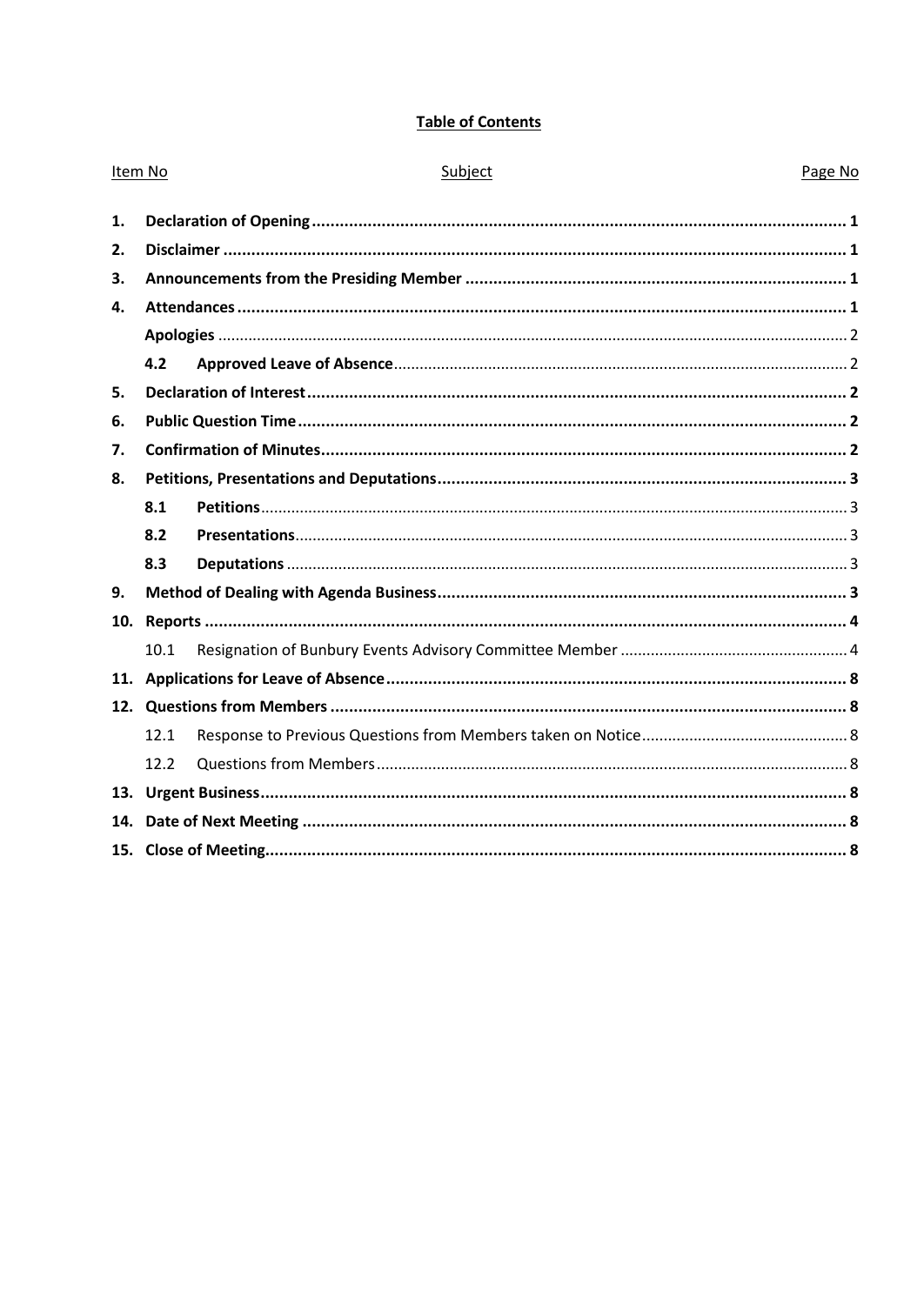**Table of Contents**

| Item No | | Subject | Page No |
|---|---|---|---|
| **1.** | **Declaration of Opening** | | **1** |
| **2.** | **Disclaimer** | | **1** |
| **3.** | **Announcements from the Presiding Member** | | **1** |
| **4.** | **Attendances** | | **1** |
| | **Apologies** | | 2 |
| | **4.2** | **Approved Leave of Absence** | 2 |
| **5.** | **Declaration of Interest** | | **2** |
| **6.** | **Public Question Time** | | **2** |
| **7.** | **Confirmation of Minutes** | | **2** |
| **8.** | **Petitions, Presentations and Deputations** | | **3** |
| | **8.1** | **Petitions** | 3 |
| | **8.2** | **Presentations** | 3 |
| | **8.3** | **Deputations** | 3 |
| **9.** | **Method of Dealing with Agenda Business** | | **3** |
| **10.** | **Reports** | | **4** |
| | 10.1 | Resignation of Bunbury Events Advisory Committee Member | 4 |
| **11.** | **Applications for Leave of Absence** | | **8** |
| **12.** | **Questions from Members** | | **8** |
| | 12.1 | Response to Previous Questions from Members taken on Notice | 8 |
| | 12.2 | Questions from Members | 8 |
| **13.** | **Urgent Business** | | **8** |
| **14.** | **Date of Next Meeting** | | **8** |
| **15.** | **Close of Meeting** | | **8** |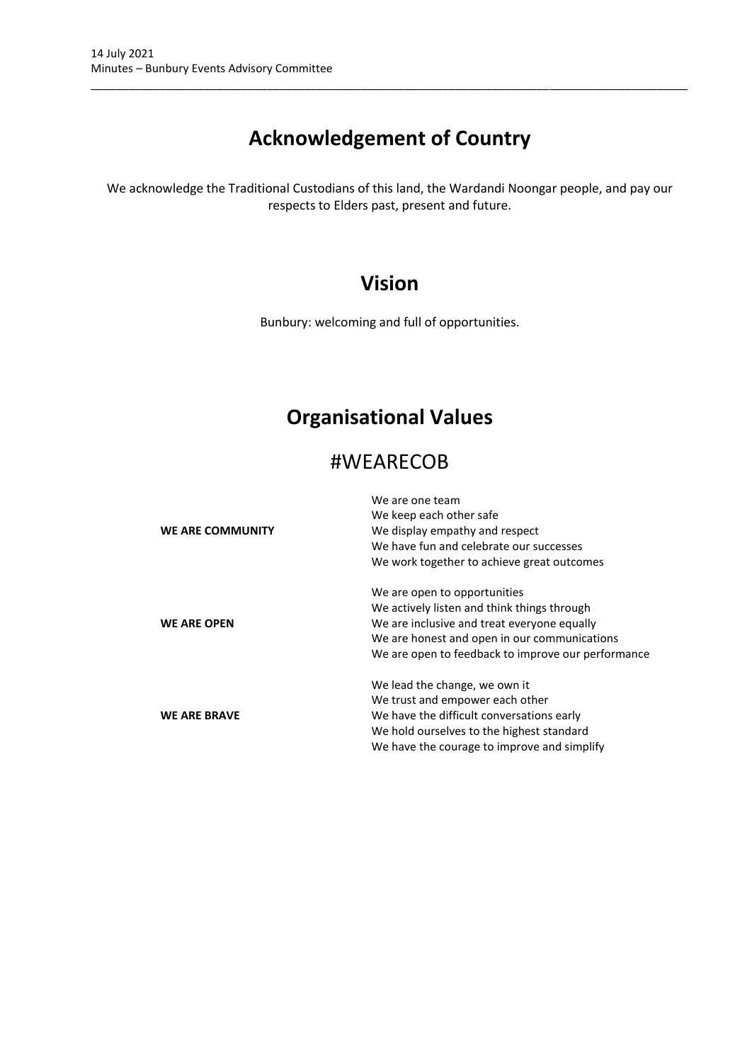# Acknowledgement of Country

We acknowledge the Traditional Custodians of this land, the Wardandi Noongar people, and pay our respects to Elders past, present and future.

# Vision

Bunbury: welcoming and full of opportunities.

# Organisational Values

## #WEARECOB

| | |
|---|---|
| **WE ARE COMMUNITY** | We are one team<br>We keep each other safe<br>We display empathy and respect<br>We have fun and celebrate our successes<br>We work together to achieve great outcomes |
| **WE ARE OPEN** | We are open to opportunities<br>We actively listen and think things through<br>We are inclusive and treat everyone equally<br>We are honest and open in our communications<br>We are open to feedback to improve our performance |
| **WE ARE BRAVE** | We lead the change, we own it<br>We trust and empower each other<br>We have the difficult conversations early<br>We hold ourselves to the highest standard<br>We have the courage to improve and simplify |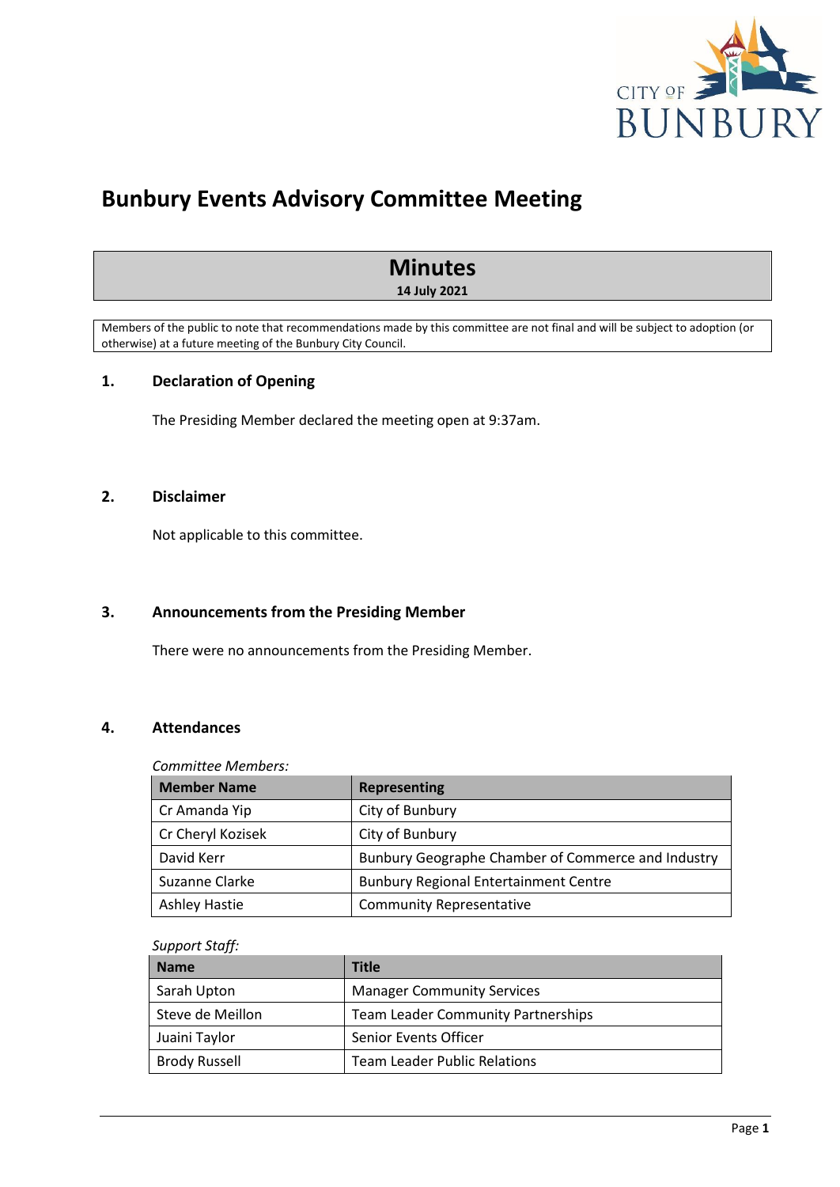# Bunbury Events Advisory Committee Meeting

## Minutes

**14 July 2021**

Members of the public to note that recommendations made by this committee are not final and will be subject to adoption (or otherwise) at a future meeting of the Bunbury City Council.

## 1. Declaration of Opening

The Presiding Member declared the meeting open at 9:37am.

## 2. Disclaimer

Not applicable to this committee.

## 3. Announcements from the Presiding Member

There were no announcements from the Presiding Member.

## 4. Attendances

*Committee Members:*

| Member Name | Representing |
|---|---|
| Cr Amanda Yip | City of Bunbury |
| Cr Cheryl Kozisek | City of Bunbury |
| David Kerr | Bunbury Geographe Chamber of Commerce and Industry |
| Suzanne Clarke | Bunbury Regional Entertainment Centre |
| Ashley Hastie | Community Representative |

*Support Staff:*

| Name | Title |
|---|---|
| Sarah Upton | Manager Community Services |
| Steve de Meillon | Team Leader Community Partnerships |
| Juaini Taylor | Senior Events Officer |
| Brody Russell | Team Leader Public Relations |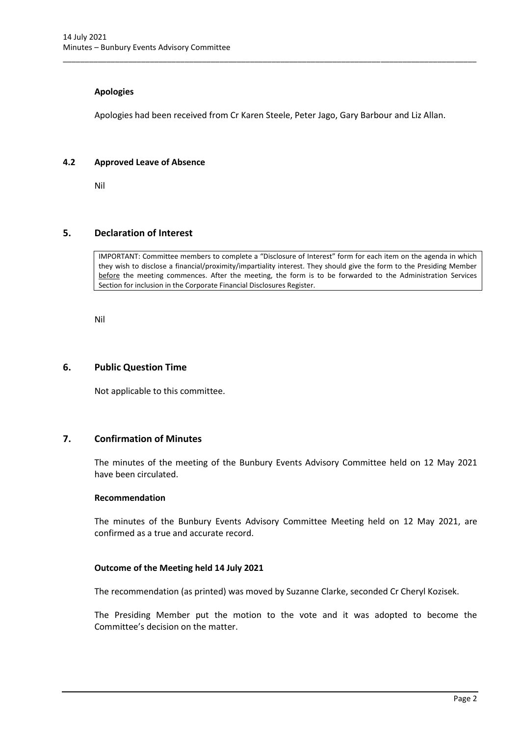### Apologies

Apologies had been received from Cr Karen Steele, Peter Jago, Gary Barbour and Liz Allan.

### 4.2 Approved Leave of Absence

Nil

## 5. Declaration of Interest

> IMPORTANT: Committee members to complete a "Disclosure of Interest" form for each item on the agenda in which they wish to disclose a financial/proximity/impartiality interest. They should give the form to the Presiding Member before the meeting commences. After the meeting, the form is to be forwarded to the Administration Services Section for inclusion in the Corporate Financial Disclosures Register.

Nil

## 6. Public Question Time

Not applicable to this committee.

## 7. Confirmation of Minutes

The minutes of the meeting of the Bunbury Events Advisory Committee held on 12 May 2021 have been circulated.

**Recommendation**

The minutes of the Bunbury Events Advisory Committee Meeting held on 12 May 2021, are confirmed as a true and accurate record.

**Outcome of the Meeting held 14 July 2021**

The recommendation (as printed) was moved by Suzanne Clarke, seconded Cr Cheryl Kozisek.

The Presiding Member put the motion to the vote and it was adopted to become the Committee's decision on the matter.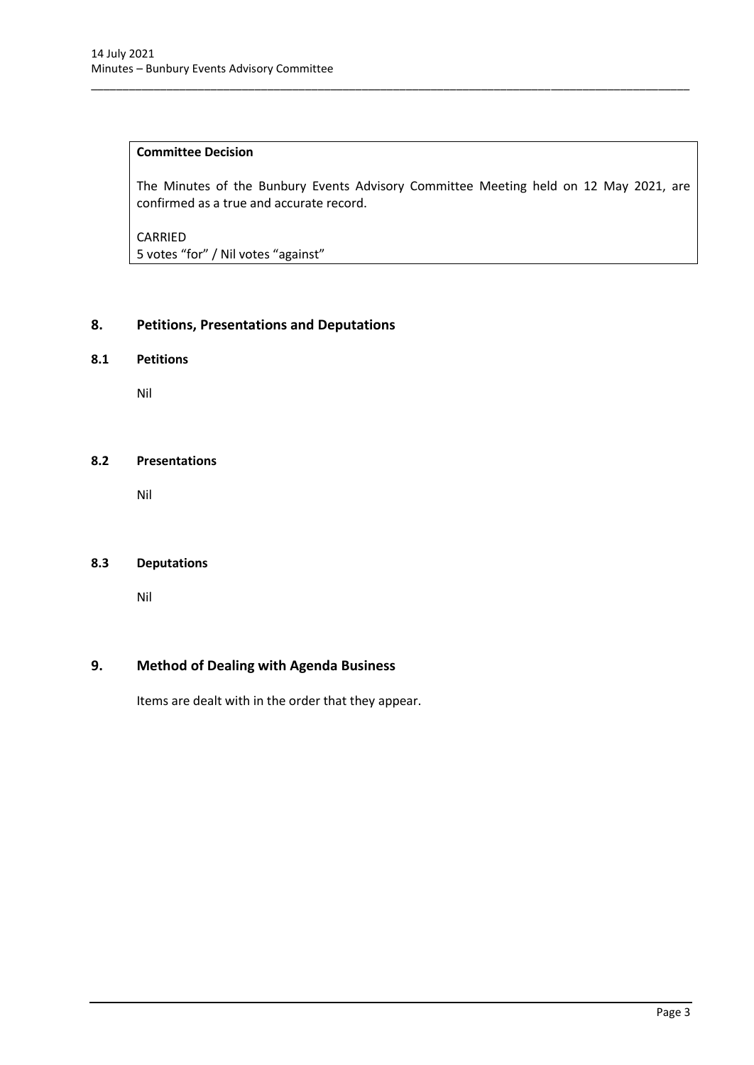**Committee Decision**

The Minutes of the Bunbury Events Advisory Committee Meeting held on 12 May 2021, are confirmed as a true and accurate record.

CARRIED
5 votes "for" / Nil votes "against"

## 8. Petitions, Presentations and Deputations

### 8.1 Petitions

Nil

### 8.2 Presentations

Nil

### 8.3 Deputations

Nil

## 9. Method of Dealing with Agenda Business

Items are dealt with in the order that they appear.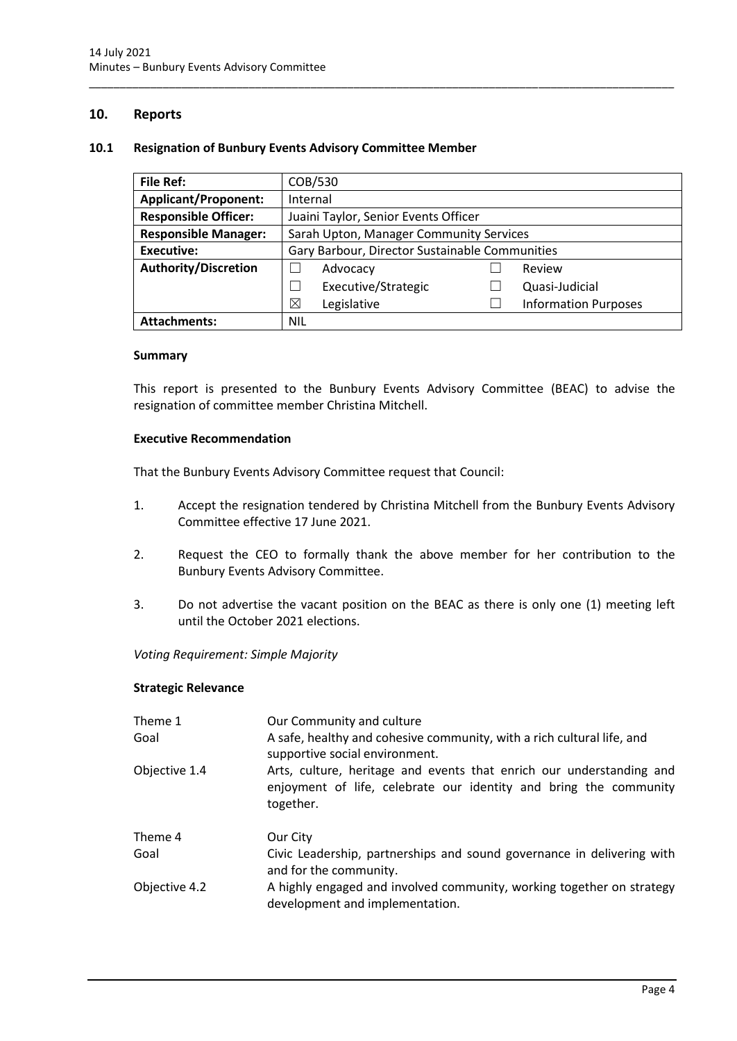## 10. Reports

### 10.1 Resignation of Bunbury Events Advisory Committee Member

| | | | |
|---|---|---|---|
| **File Ref:** | COB/530 | | |
| **Applicant/Proponent:** | Internal | | |
| **Responsible Officer:** | Juaini Taylor, Senior Events Officer | | |
| **Responsible Manager:** | Sarah Upton, Manager Community Services | | |
| **Executive:** | Gary Barbour, Director Sustainable Communities | | |
| **Authority/Discretion** | ☐ Advocacy | ☐ Review | |
| | ☐ Executive/Strategic | ☐ Quasi-Judicial | |
| | ☒ Legislative | ☐ Information Purposes | |
| **Attachments:** | NIL | | |

**Summary**

This report is presented to the Bunbury Events Advisory Committee (BEAC) to advise the resignation of committee member Christina Mitchell.

**Executive Recommendation**

That the Bunbury Events Advisory Committee request that Council:

1. Accept the resignation tendered by Christina Mitchell from the Bunbury Events Advisory Committee effective 17 June 2021.

2. Request the CEO to formally thank the above member for her contribution to the Bunbury Events Advisory Committee.

3. Do not advertise the vacant position on the BEAC as there is only one (1) meeting left until the October 2021 elections.

*Voting Requirement: Simple Majority*

**Strategic Relevance**

| | |
|---|---|
| Theme 1 | Our Community and culture |
| Goal | A safe, healthy and cohesive community, with a rich cultural life, and supportive social environment. |
| Objective 1.4 | Arts, culture, heritage and events that enrich our understanding and enjoyment of life, celebrate our identity and bring the community together. |
| Theme 4 | Our City |
| Goal | Civic Leadership, partnerships and sound governance in delivering with and for the community. |
| Objective 4.2 | A highly engaged and involved community, working together on strategy development and implementation. |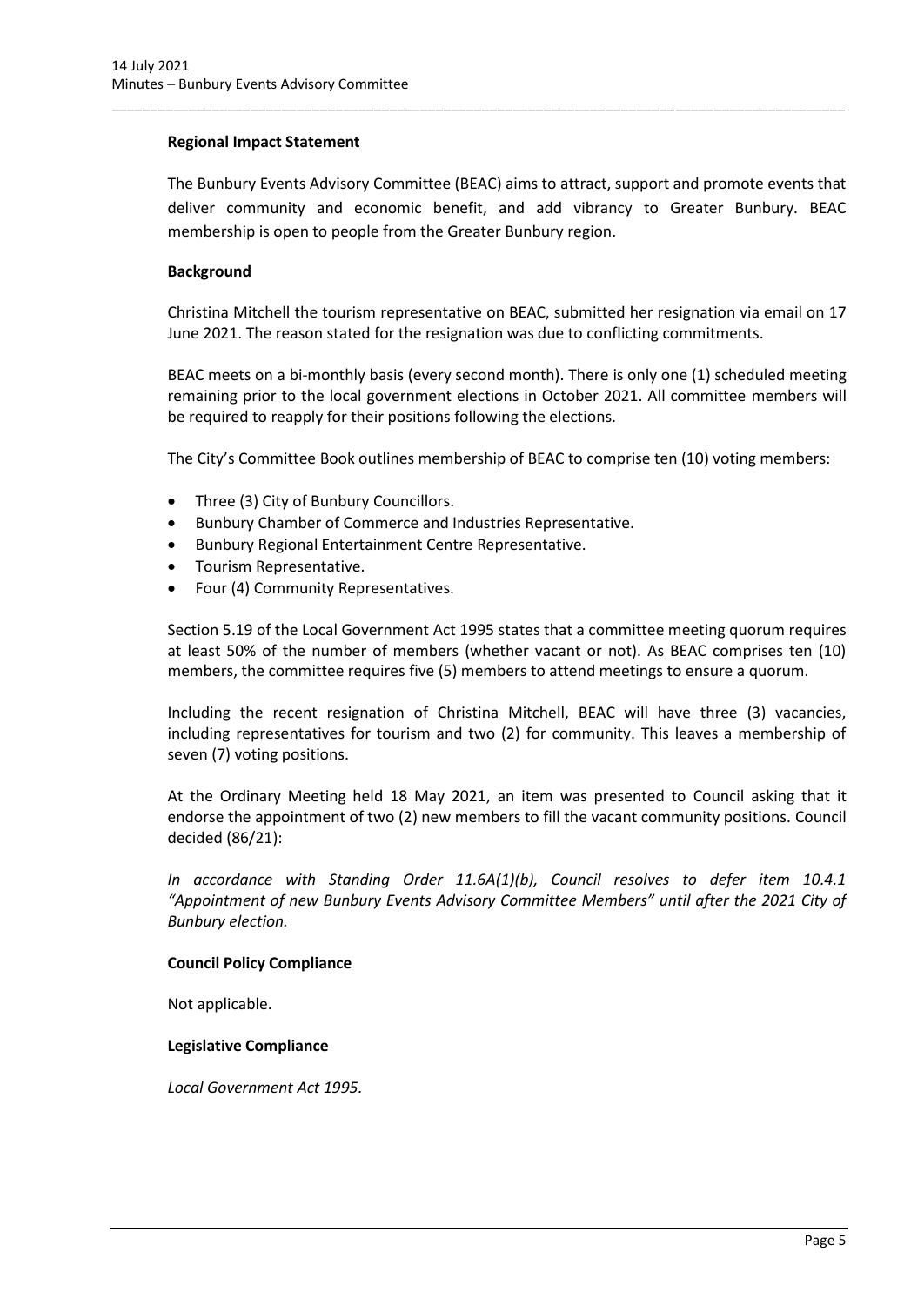**Regional Impact Statement**

The Bunbury Events Advisory Committee (BEAC) aims to attract, support and promote events that deliver community and economic benefit, and add vibrancy to Greater Bunbury. BEAC membership is open to people from the Greater Bunbury region.

**Background**

Christina Mitchell the tourism representative on BEAC, submitted her resignation via email on 17 June 2021. The reason stated for the resignation was due to conflicting commitments.

BEAC meets on a bi-monthly basis (every second month). There is only one (1) scheduled meeting remaining prior to the local government elections in October 2021. All committee members will be required to reapply for their positions following the elections.

The City's Committee Book outlines membership of BEAC to comprise ten (10) voting members:

- Three (3) City of Bunbury Councillors.
- Bunbury Chamber of Commerce and Industries Representative.
- Bunbury Regional Entertainment Centre Representative.
- Tourism Representative.
- Four (4) Community Representatives.

Section 5.19 of the Local Government Act 1995 states that a committee meeting quorum requires at least 50% of the number of members (whether vacant or not). As BEAC comprises ten (10) members, the committee requires five (5) members to attend meetings to ensure a quorum.

Including the recent resignation of Christina Mitchell, BEAC will have three (3) vacancies, including representatives for tourism and two (2) for community. This leaves a membership of seven (7) voting positions.

At the Ordinary Meeting held 18 May 2021, an item was presented to Council asking that it endorse the appointment of two (2) new members to fill the vacant community positions. Council decided (86/21):

*In accordance with Standing Order 11.6A(1)(b), Council resolves to defer item 10.4.1 "Appointment of new Bunbury Events Advisory Committee Members" until after the 2021 City of Bunbury election.*

**Council Policy Compliance**

Not applicable.

**Legislative Compliance**

*Local Government Act 1995.*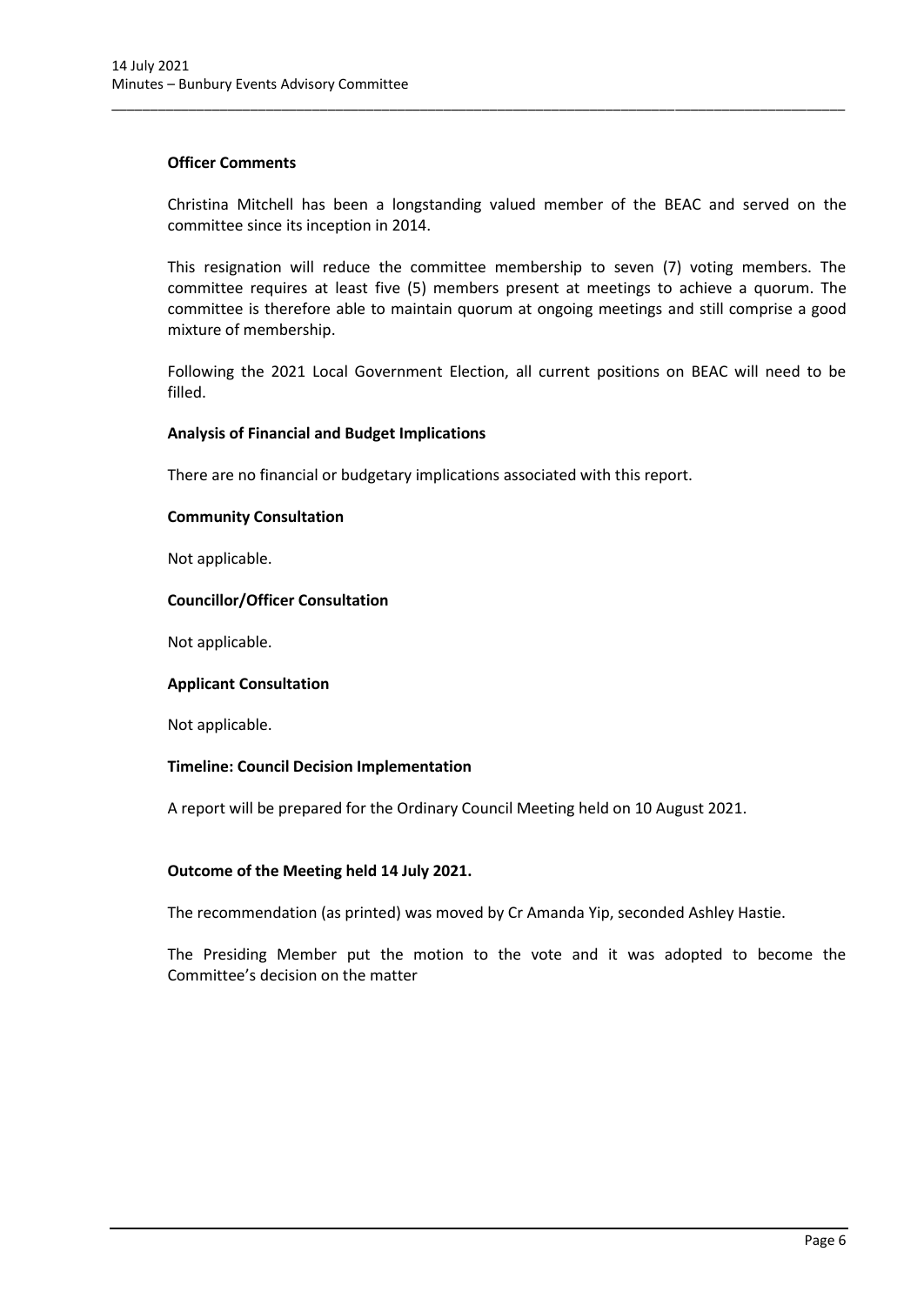**Officer Comments**

Christina Mitchell has been a longstanding valued member of the BEAC and served on the committee since its inception in 2014.

This resignation will reduce the committee membership to seven (7) voting members. The committee requires at least five (5) members present at meetings to achieve a quorum. The committee is therefore able to maintain quorum at ongoing meetings and still comprise a good mixture of membership.

Following the 2021 Local Government Election, all current positions on BEAC will need to be filled.

**Analysis of Financial and Budget Implications**

There are no financial or budgetary implications associated with this report.

**Community Consultation**

Not applicable.

**Councillor/Officer Consultation**

Not applicable.

**Applicant Consultation**

Not applicable.

**Timeline: Council Decision Implementation**

A report will be prepared for the Ordinary Council Meeting held on 10 August 2021.

**Outcome of the Meeting held 14 July 2021.**

The recommendation (as printed) was moved by Cr Amanda Yip, seconded Ashley Hastie.

The Presiding Member put the motion to the vote and it was adopted to become the Committee's decision on the matter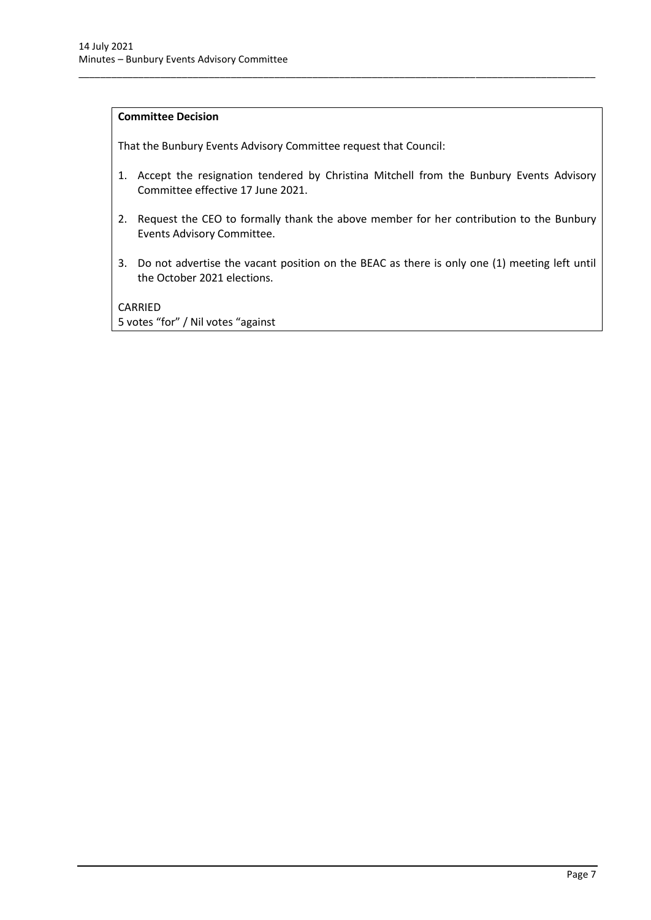**Committee Decision**

That the Bunbury Events Advisory Committee request that Council:

1. Accept the resignation tendered by Christina Mitchell from the Bunbury Events Advisory Committee effective 17 June 2021.
2. Request the CEO to formally thank the above member for her contribution to the Bunbury Events Advisory Committee.
3. Do not advertise the vacant position on the BEAC as there is only one (1) meeting left until the October 2021 elections.

CARRIED
5 votes "for" / Nil votes "against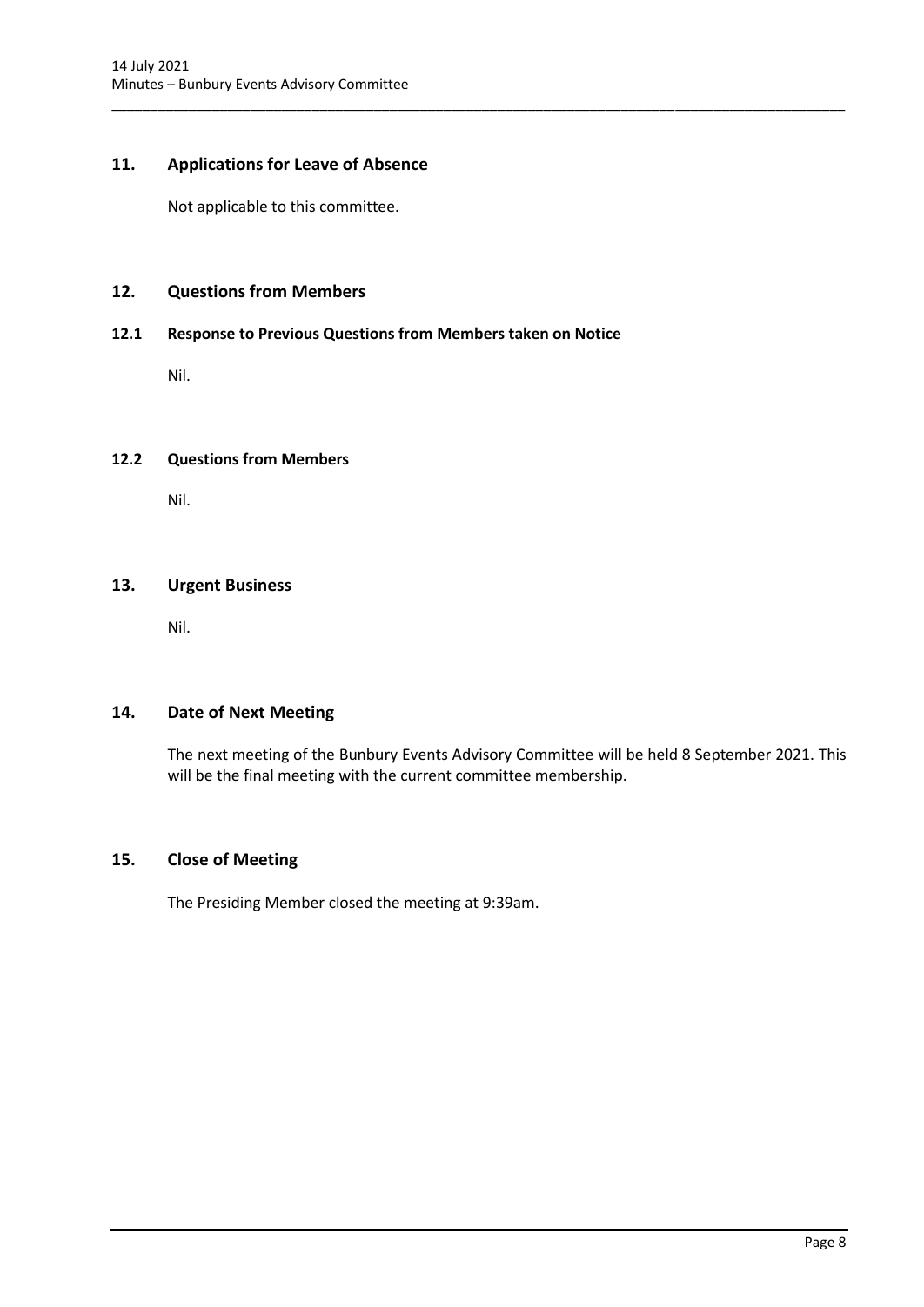## 11. Applications for Leave of Absence

Not applicable to this committee.

## 12. Questions from Members

### 12.1 Response to Previous Questions from Members taken on Notice

Nil.

### 12.2 Questions from Members

Nil.

## 13. Urgent Business

Nil.

## 14. Date of Next Meeting

The next meeting of the Bunbury Events Advisory Committee will be held 8 September 2021. This will be the final meeting with the current committee membership.

## 15. Close of Meeting

The Presiding Member closed the meeting at 9:39am.